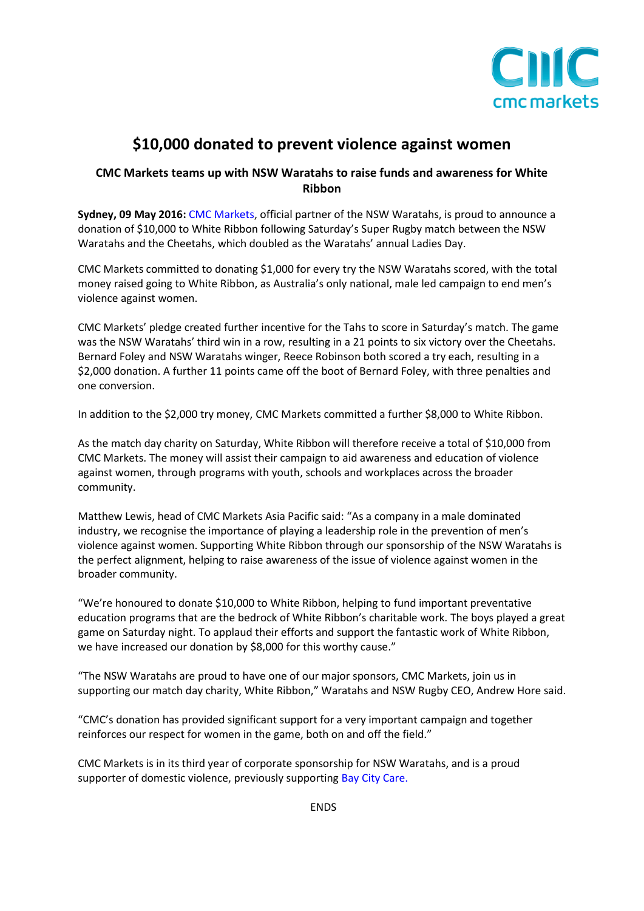# $10,000 donated to prevent violence against women

### CMC Markets teams up with NSW Waratahs to raise funds and awareness for White Ribbon

**Sydney, 09 May 2016:** CMC Markets, official partner of the NSW Waratahs, is proud to announce a donation of $10,000 to White Ribbon following Saturday's Super Rugby match between the NSW Waratahs and the Cheetahs, which doubled as the Waratahs' annual Ladies Day.

CMC Markets committed to donating $1,000 for every try the NSW Waratahs scored, with the total money raised going to White Ribbon, as Australia's only national, male led campaign to end men's violence against women.

CMC Markets' pledge created further incentive for the Tahs to score in Saturday's match. The game was the NSW Waratahs' third win in a row, resulting in a 21 points to six victory over the Cheetahs. Bernard Foley and NSW Waratahs winger, Reece Robinson both scored a try each, resulting in a $2,000 donation. A further 11 points came off the boot of Bernard Foley, with three penalties and one conversion.

In addition to the $2,000 try money, CMC Markets committed a further $8,000 to White Ribbon.

As the match day charity on Saturday, White Ribbon will therefore receive a total of $10,000 from CMC Markets. The money will assist their campaign to aid awareness and education of violence against women, through programs with youth, schools and workplaces across the broader community.

Matthew Lewis, head of CMC Markets Asia Pacific said: "As a company in a male dominated industry, we recognise the importance of playing a leadership role in the prevention of men's violence against women. Supporting White Ribbon through our sponsorship of the NSW Waratahs is the perfect alignment, helping to raise awareness of the issue of violence against women in the broader community.

"We're honoured to donate $10,000 to White Ribbon, helping to fund important preventative education programs that are the bedrock of White Ribbon's charitable work. The boys played a great game on Saturday night. To applaud their efforts and support the fantastic work of White Ribbon, we have increased our donation by $8,000 for this worthy cause."

"The NSW Waratahs are proud to have one of our major sponsors, CMC Markets, join us in supporting our match day charity, White Ribbon," Waratahs and NSW Rugby CEO, Andrew Hore said.

"CMC's donation has provided significant support for a very important campaign and together reinforces our respect for women in the game, both on and off the field."

CMC Markets is in its third year of corporate sponsorship for NSW Waratahs, and is a proud supporter of domestic violence, previously supporting Bay City Care.

ENDS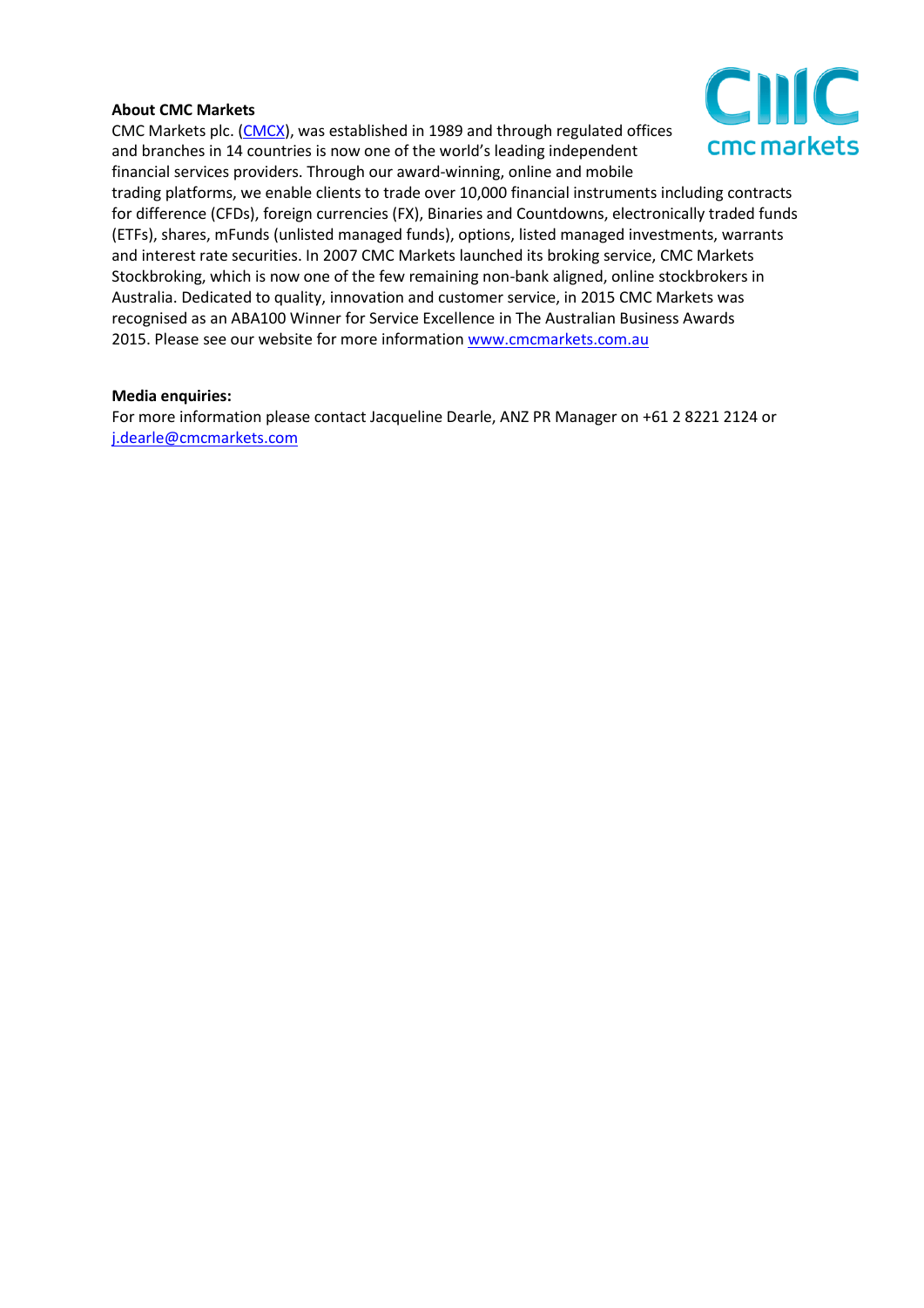**About CMC Markets**

CMC Markets plc. ([CMCX](CMCX)), was established in 1989 and through regulated offices and branches in 14 countries is now one of the world's leading independent financial services providers. Through our award-winning, online and mobile trading platforms, we enable clients to trade over 10,000 financial instruments including contracts for difference (CFDs), foreign currencies (FX), Binaries and Countdowns, electronically traded funds (ETFs), shares, mFunds (unlisted managed funds), options, listed managed investments, warrants and interest rate securities. In 2007 CMC Markets launched its broking service, CMC Markets Stockbroking, which is now one of the few remaining non-bank aligned, online stockbrokers in Australia. Dedicated to quality, innovation and customer service, in 2015 CMC Markets was recognised as an ABA100 Winner for Service Excellence in The Australian Business Awards 2015. Please see our website for more information [www.cmcmarkets.com.au](www.cmcmarkets.com.au)

**Media enquiries:**

For more information please contact Jacqueline Dearle, ANZ PR Manager on +61 2 8221 2124 or [j.dearle@cmcmarkets.com](mailto:j.dearle@cmcmarkets.com)